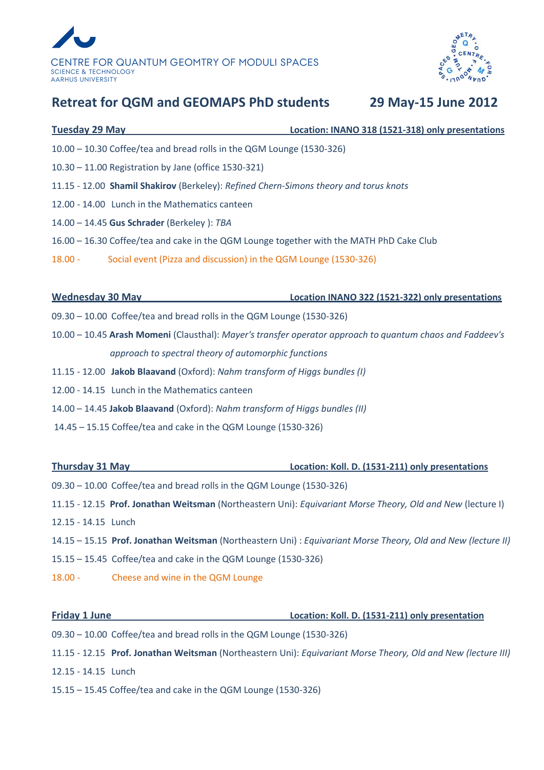CENTRE FOR QUANTUM GEOMTRY OF MODULI SPACES
SCIENCE & TECHNOLOGY
AARHUS UNIVERSITY

# Retreat for QGM and GEOMAPS PhD students 29 May-15 June 2012

**Tuesday 29 May** **Location: INANO 318 (1521-318) only presentations**

10.00 – 10.30 Coffee/tea and bread rolls in the QGM Lounge (1530-326)

10.30 – 11.00 Registration by Jane (office 1530-321)

11.15 - 12.00 **Shamil Shakirov** (Berkeley): *Refined Chern-Simons theory and torus knots*

12.00 - 14.00 Lunch in the Mathematics canteen

14.00 – 14.45 **Gus Schrader** (Berkeley ): *TBA*

16.00 – 16.30 Coffee/tea and cake in the QGM Lounge together with the MATH PhD Cake Club

18.00 - Social event (Pizza and discussion) in the QGM Lounge (1530-326)

**Wednesday 30 May** **Location INANO 322 (1521-322) only presentations**

09.30 – 10.00 Coffee/tea and bread rolls in the QGM Lounge (1530-326)

10.00 – 10.45 **Arash Momeni** (Clausthal): *Mayer's transfer operator approach to quantum chaos and Faddeev's approach to spectral theory of automorphic functions*

11.15 - 12.00 **Jakob Blaavand** (Oxford): *Nahm transform of Higgs bundles (I)*

12.00 - 14.15 Lunch in the Mathematics canteen

14.00 – 14.45 **Jakob Blaavand** (Oxford): *Nahm transform of Higgs bundles (II)*

14.45 – 15.15 Coffee/tea and cake in the QGM Lounge (1530-326)

**Thursday 31 May** **Location: Koll. D. (1531-211) only presentations**

09.30 – 10.00 Coffee/tea and bread rolls in the QGM Lounge (1530-326)

11.15 - 12.15 **Prof. Jonathan Weitsman** (Northeastern Uni): *Equivariant Morse Theory, Old and New* (lecture I)

12.15 - 14.15 Lunch

14.15 – 15.15 **Prof. Jonathan Weitsman** (Northeastern Uni) : *Equivariant Morse Theory, Old and New (lecture II)*

15.15 – 15.45 Coffee/tea and cake in the QGM Lounge (1530-326)

18.00 - Cheese and wine in the QGM Lounge

**Friday 1 June** **Location: Koll. D. (1531-211) only presentation**

09.30 – 10.00 Coffee/tea and bread rolls in the QGM Lounge (1530-326)

11.15 - 12.15 **Prof. Jonathan Weitsman** (Northeastern Uni): *Equivariant Morse Theory, Old and New (lecture III)*

12.15 - 14.15 Lunch

15.15 – 15.45 Coffee/tea and cake in the QGM Lounge (1530-326)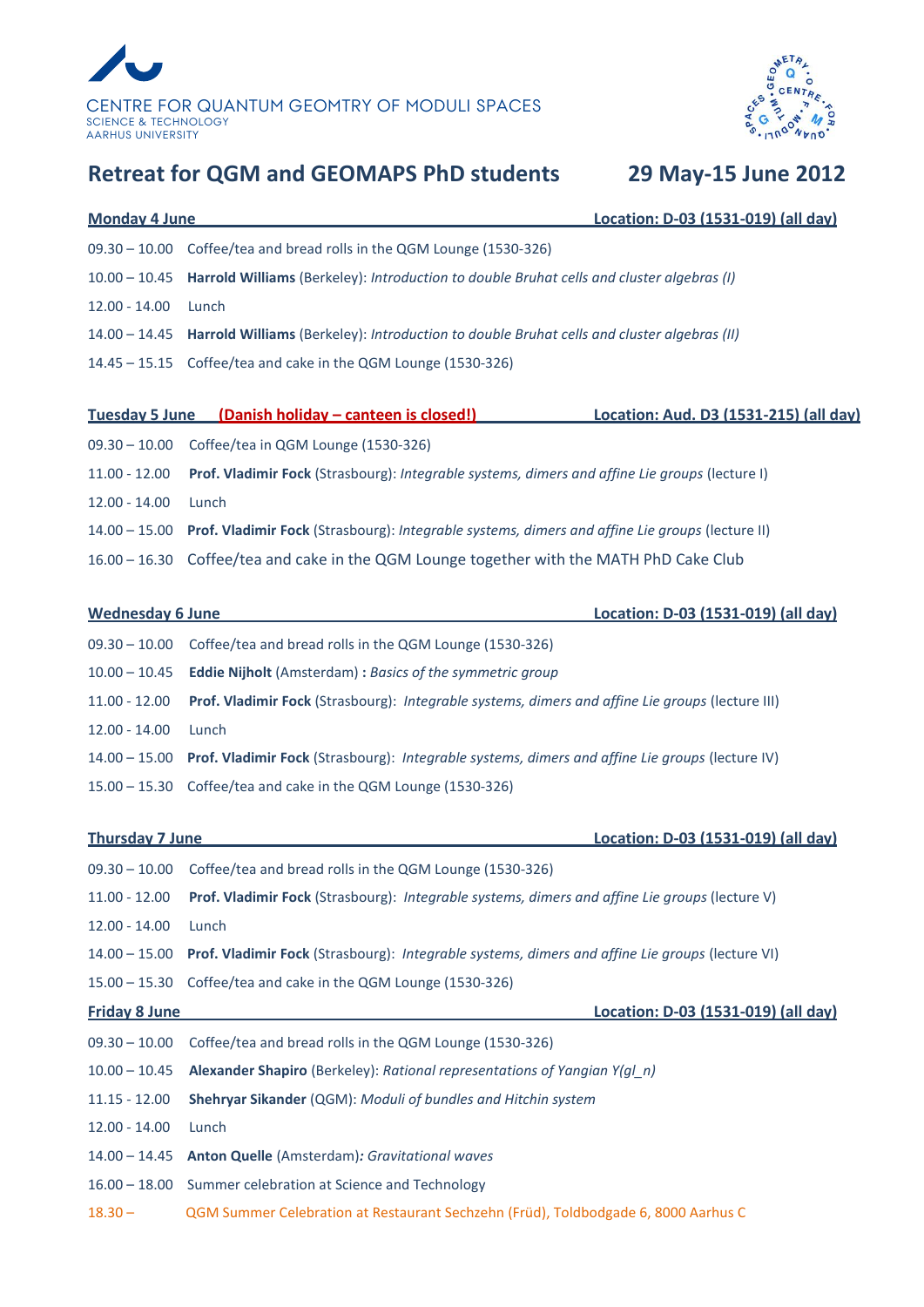CENTRE FOR QUANTUM GEOMTRY OF MODULI SPACES
SCIENCE & TECHNOLOGY
AARHUS UNIVERSITY

# Retreat for QGM and GEOMAPS PhD students — 29 May-15 June 2012

## Monday 4 June — Location: D-03 (1531-019) (all day)

09.30 – 10.00 Coffee/tea and bread rolls in the QGM Lounge (1530-326)

10.00 – 10.45 **Harrold Williams** (Berkeley): *Introduction to double Bruhat cells and cluster algebras (I)*

12.00 - 14.00 Lunch

14.00 – 14.45 **Harrold Williams** (Berkeley): *Introduction to double Bruhat cells and cluster algebras (II)*

14.45 – 15.15 Coffee/tea and cake in the QGM Lounge (1530-326)

## Tuesday 5 June (Danish holiday – canteen is closed!) — Location: Aud. D3 (1531-215) (all day)

09.30 – 10.00 Coffee/tea in QGM Lounge (1530-326)

11.00 - 12.00 **Prof. Vladimir Fock** (Strasbourg): *Integrable systems, dimers and affine Lie groups* (lecture I)

12.00 - 14.00 Lunch

14.00 – 15.00 **Prof. Vladimir Fock** (Strasbourg): *Integrable systems, dimers and affine Lie groups* (lecture II)

16.00 – 16.30 Coffee/tea and cake in the QGM Lounge together with the MATH PhD Cake Club

## Wednesday 6 June — Location: D-03 (1531-019) (all day)

09.30 – 10.00 Coffee/tea and bread rolls in the QGM Lounge (1530-326)

10.00 – 10.45 **Eddie Nijholt** (Amsterdam) **:** *Basics of the symmetric group*

11.00 - 12.00 **Prof. Vladimir Fock** (Strasbourg): *Integrable systems, dimers and affine Lie groups* (lecture III)

12.00 - 14.00 Lunch

14.00 – 15.00 **Prof. Vladimir Fock** (Strasbourg): *Integrable systems, dimers and affine Lie groups* (lecture IV)

15.00 – 15.30 Coffee/tea and cake in the QGM Lounge (1530-326)

## Thursday 7 June — Location: D-03 (1531-019) (all day)

09.30 – 10.00 Coffee/tea and bread rolls in the QGM Lounge (1530-326)

11.00 - 12.00 **Prof. Vladimir Fock** (Strasbourg): *Integrable systems, dimers and affine Lie groups* (lecture V)

12.00 - 14.00 Lunch

14.00 – 15.00 **Prof. Vladimir Fock** (Strasbourg): *Integrable systems, dimers and affine Lie groups* (lecture VI)

15.00 – 15.30 Coffee/tea and cake in the QGM Lounge (1530-326)

## Friday 8 June — Location: D-03 (1531-019) (all day)

09.30 – 10.00 Coffee/tea and bread rolls in the QGM Lounge (1530-326)

10.00 – 10.45 **Alexander Shapiro** (Berkeley): *Rational representations of Yangian Y(gl_n)*

11.15 - 12.00 **Shehryar Sikander** (QGM): *Moduli of bundles and Hitchin system*

12.00 - 14.00 Lunch

14.00 – 14.45 **Anton Quelle** (Amsterdam)**:** *Gravitational waves*

16.00 – 18.00 Summer celebration at Science and Technology

18.30 – QGM Summer Celebration at Restaurant Sechzehn (Früd), Toldbodgade 6, 8000 Aarhus C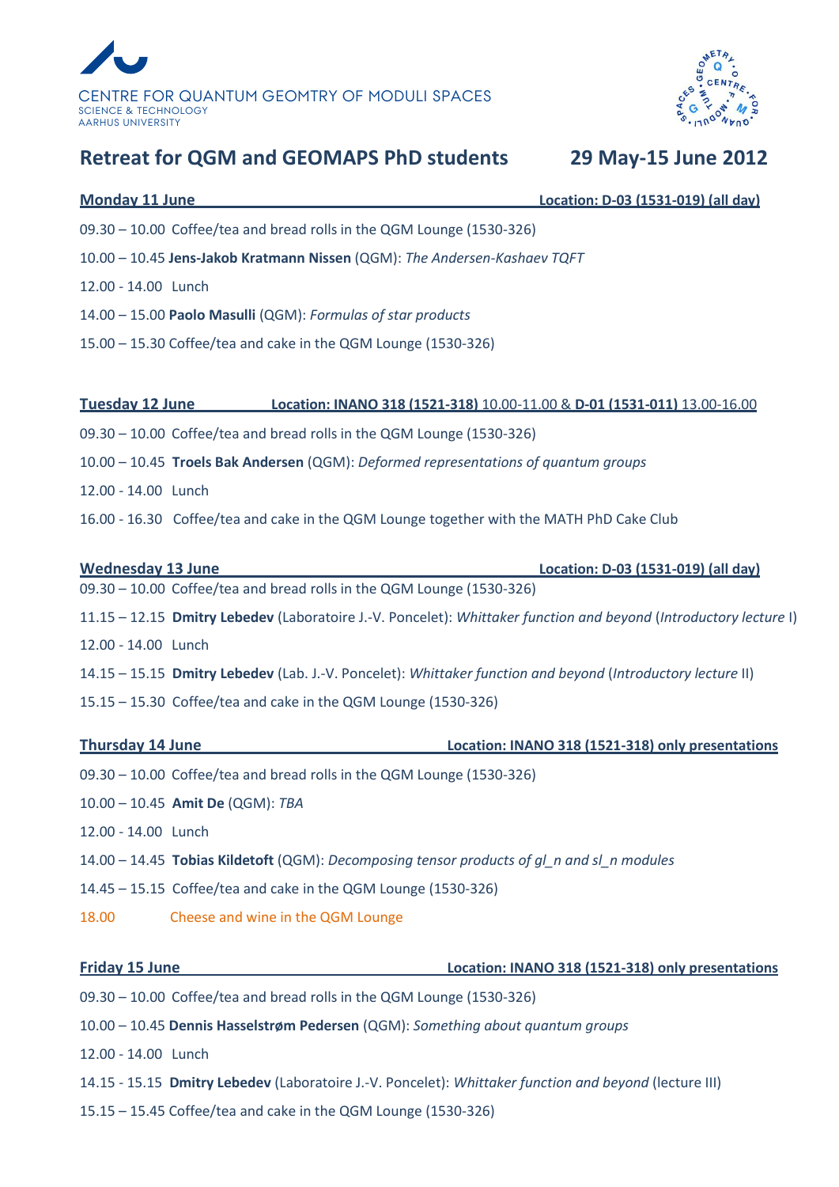CENTRE FOR QUANTUM GEOMTRY OF MODULI SPACES
SCIENCE & TECHNOLOGY
AARHUS UNIVERSITY

# Retreat for QGM and GEOMAPS PhD students 29 May-15 June 2012

**Monday 11 June** **Location: D-03 (1531-019) (all day)**

09.30 – 10.00 Coffee/tea and bread rolls in the QGM Lounge (1530-326)

10.00 – 10.45 **Jens-Jakob Kratmann Nissen** (QGM): *The Andersen-Kashaev TQFT*

12.00 - 14.00 Lunch

14.00 – 15.00 **Paolo Masulli** (QGM): *Formulas of star products*

15.00 – 15.30 Coffee/tea and cake in the QGM Lounge (1530-326)

**Tuesday 12 June** **Location: INANO 318 (1521-318)** 10.00-11.00 & **D-01 (1531-011)** 13.00-16.00

09.30 – 10.00 Coffee/tea and bread rolls in the QGM Lounge (1530-326)

10.00 – 10.45 **Troels Bak Andersen** (QGM): *Deformed representations of quantum groups*

12.00 - 14.00 Lunch

16.00 - 16.30 Coffee/tea and cake in the QGM Lounge together with the MATH PhD Cake Club

**Wednesday 13 June** **Location: D-03 (1531-019) (all day)**

09.30 – 10.00 Coffee/tea and bread rolls in the QGM Lounge (1530-326)

11.15 – 12.15 **Dmitry Lebedev** (Laboratoire J.-V. Poncelet): *Whittaker function and beyond* (*Introductory lecture* I)

12.00 - 14.00 Lunch

14.15 – 15.15 **Dmitry Lebedev** (Lab. J.-V. Poncelet): *Whittaker function and beyond* (*Introductory lecture* II)

15.15 – 15.30 Coffee/tea and cake in the QGM Lounge (1530-326)

**Thursday 14 June** **Location: INANO 318 (1521-318) only presentations**

09.30 – 10.00 Coffee/tea and bread rolls in the QGM Lounge (1530-326)

10.00 – 10.45 **Amit De** (QGM): *TBA*

12.00 - 14.00 Lunch

14.00 – 14.45 **Tobias Kildetoft** (QGM): *Decomposing tensor products of gl_n and sl_n modules*

14.45 – 15.15 Coffee/tea and cake in the QGM Lounge (1530-326)

18.00 Cheese and wine in the QGM Lounge

**Friday 15 June** **Location: INANO 318 (1521-318) only presentations**

09.30 – 10.00 Coffee/tea and bread rolls in the QGM Lounge (1530-326)

10.00 – 10.45 **Dennis Hasselstrøm Pedersen** (QGM): *Something about quantum groups*

12.00 - 14.00 Lunch

14.15 - 15.15 **Dmitry Lebedev** (Laboratoire J.-V. Poncelet): *Whittaker function and beyond* (lecture III)

15.15 – 15.45 Coffee/tea and cake in the QGM Lounge (1530-326)